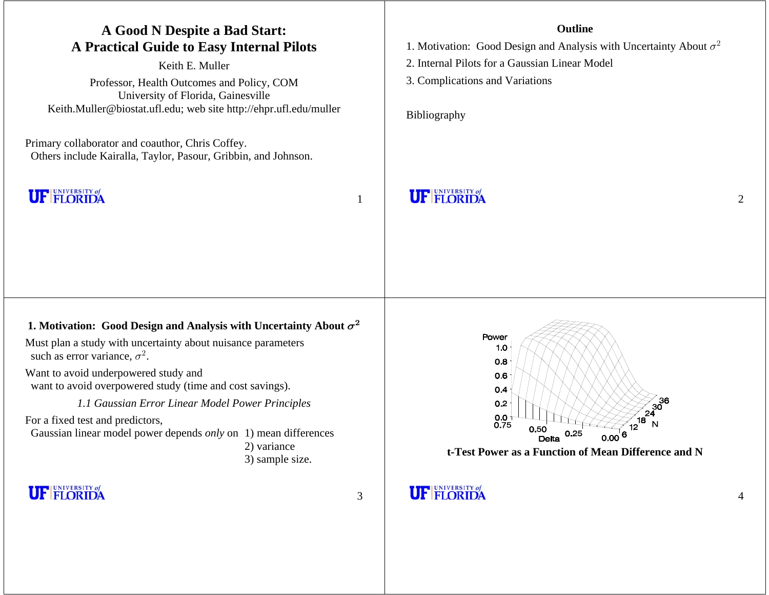# A Good N Despite a Bad Start:
# A Practical Guide to Easy Internal Pilots

Keith E. Muller

Professor, Health Outcomes and Policy, COM
University of Florida, Gainesville
Keith.Muller@biostat.ufl.edu; web site http://ehpr.ufl.edu/muller

Primary collaborator and coauthor, Chris Coffey.
Others include Kairalla, Taylor, Pasour, Gribbin, and Johnson.

## Outline

1. Motivation: Good Design and Analysis with Uncertainty About $\sigma^2$
2. Internal Pilots for a Gaussian Linear Model
3. Complications and Variations

Bibliography

## 1. Motivation: Good Design and Analysis with Uncertainty About $\sigma^2$

Must plan a study with uncertainty about nuisance parameters such as error variance, $\sigma^2$.

Want to avoid underpowered study and want to avoid overpowered study (time and cost savings).

### *1.1 Gaussian Error Linear Model Power Principles*

For a fixed test and predictors, Gaussian linear model power depends *only* on
1) mean differences
2) variance
3) sample size.

**t-Test Power as a Function of Mean Difference and N**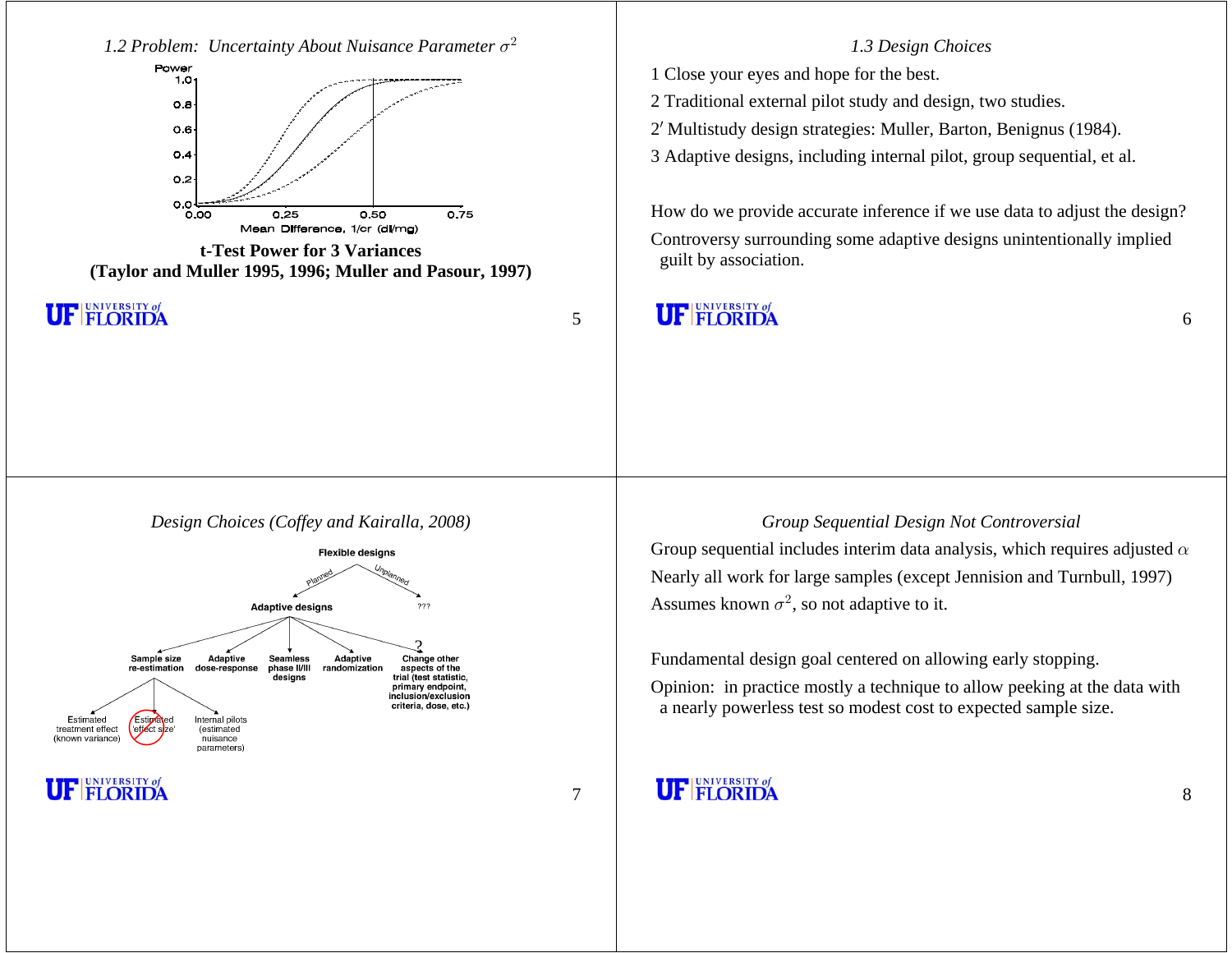## 1.2 Problem: Uncertainty About Nuisance Parameter $\sigma^2$

**t-Test Power for 3 Variances (Taylor and Muller 1995, 1996; Muller and Pasour, 1997)**

## 1.3 Design Choices

1 Close your eyes and hope for the best.

2 Traditional external pilot study and design, two studies.

2′ Multistudy design strategies: Muller, Barton, Benignus (1984).

3 Adaptive designs, including internal pilot, group sequential, et al.

How do we provide accurate inference if we use data to adjust the design?

Controversy surrounding some adaptive designs unintentionally implied guilt by association.

## Design Choices (Coffey and Kairalla, 2008)

## Group Sequential Design Not Controversial

Group sequential includes interim data analysis, which requires adjusted $\alpha$

Nearly all work for large samples (except Jennision and Turnbull, 1997)

Assumes known $\sigma^2$, so not adaptive to it.

Fundamental design goal centered on allowing early stopping.

Opinion: in practice mostly a technique to allow peeking at the data with a nearly powerless test so modest cost to expected sample size.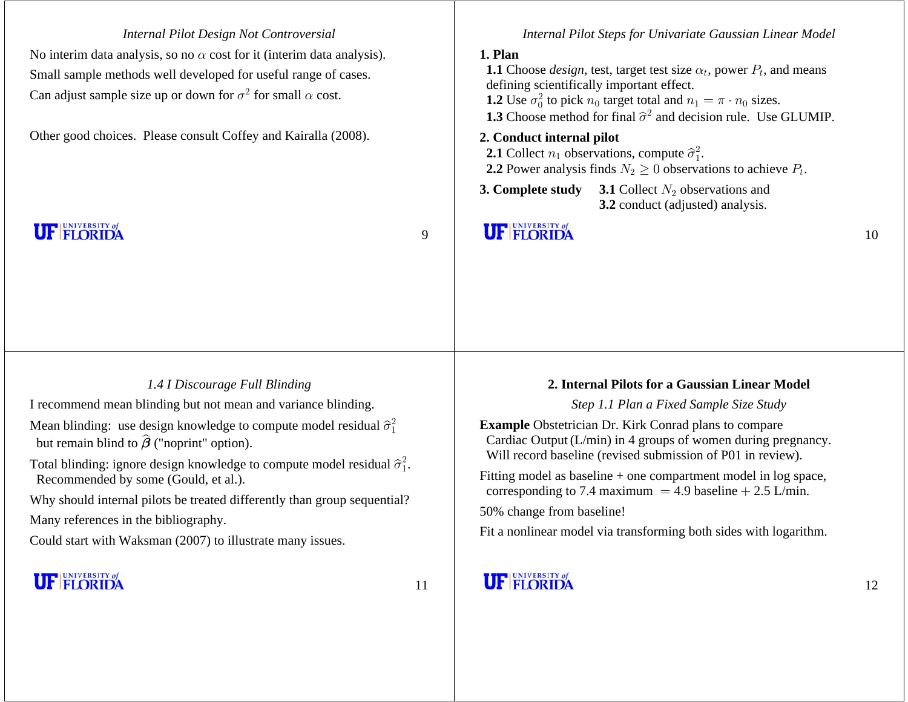*Internal Pilot Design Not Controversial*

No interim data analysis, so no $\alpha$ cost for it (interim data analysis).

Small sample methods well developed for useful range of cases.

Can adjust sample size up or down for $\sigma^2$ for small $\alpha$ cost.

Other good choices. Please consult Coffey and Kairalla (2008).

*Internal Pilot Steps for Univariate Gaussian Linear Model*

**1. Plan**

**1.1** Choose *design*, test, target test size $\alpha_t$, power $P_t$, and means defining scientifically important effect.

**1.2** Use $\sigma_0^2$ to pick $n_0$ target total and $n_1 = \pi \cdot n_0$ sizes.

**1.3** Choose method for final $\widehat{\sigma}^2$ and decision rule. Use GLUMIP.

**2. Conduct internal pilot**

**2.1** Collect $n_1$ observations, compute $\widehat{\sigma}_1^2$.

**2.2** Power analysis finds $N_2 \geq 0$ observations to achieve $P_t$.

**3. Complete study**

**3.1** Collect $N_2$ observations and

**3.2** conduct (adjusted) analysis.

*1.4 I Discourage Full Blinding*

I recommend mean blinding but not mean and variance blinding.

Mean blinding: use design knowledge to compute model residual $\widehat{\sigma}_1^2$ but remain blind to $\widehat{\boldsymbol{\beta}}$ ("noprint" option).

Total blinding: ignore design knowledge to compute model residual $\widehat{\sigma}_1^2$. Recommended by some (Gould, et al.).

Why should internal pilots be treated differently than group sequential?

Many references in the bibliography.

Could start with Waksman (2007) to illustrate many issues.

## 2. Internal Pilots for a Gaussian Linear Model

*Step 1.1 Plan a Fixed Sample Size Study*

**Example** Obstetrician Dr. Kirk Conrad plans to compare Cardiac Output (L/min) in 4 groups of women during pregnancy. Will record baseline (revised submission of P01 in review).

Fitting model as baseline + one compartment model in log space, corresponding to 7.4 maximum $= 4.9$ baseline $+ 2.5$ L/min.

50% change from baseline!

Fit a nonlinear model via transforming both sides with logarithm.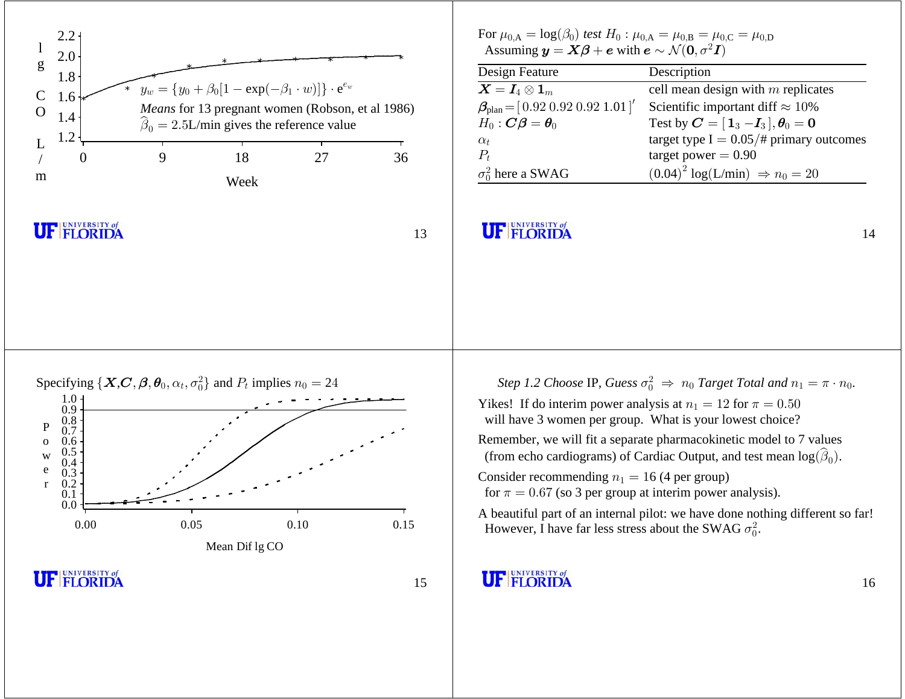$y_w = \{y_0 + \beta_0[1 - \exp(-\beta_1 \cdot w)]\} \cdot e^{e_w}$

*Means* for 13 pregnant women (Robson, et al 1986)

$\widehat{\beta}_0 = 2.5$L/min gives the reference value

For $\mu_{0,\text{A}} = \log(\beta_0)$ *test* $H_0 : \mu_{0,\text{A}} = \mu_{0,\text{B}} = \mu_{0,\text{C}} = \mu_{0,\text{D}}$

Assuming $\boldsymbol{y} = \boldsymbol{X\beta} + \boldsymbol{e}$ with $\boldsymbol{e} \sim \mathcal{N}(\boldsymbol{0}, \sigma^2 \boldsymbol{I})$

| Design Feature | Description |
|---|---|
| $\boldsymbol{X} = \boldsymbol{I}_4 \otimes \boldsymbol{1}_m$ | cell mean design with $m$ replicates |
| $\boldsymbol{\beta}_{\text{plan}} = [\,0.92\ 0.92\ 0.92\ 1.01\,]'$ | Scientific important diff $\approx 10\%$ |
| $H_0 : \boldsymbol{C\beta} = \boldsymbol{\theta}_0$ | Test by $\boldsymbol{C} = [\,\boldsymbol{1}_3\ -\boldsymbol{I}_3\,], \boldsymbol{\theta}_0 = \boldsymbol{0}$ |
| $\alpha_t$ | target type I $= 0.05/\#$ primary outcomes |
| $P_t$ | target power $= 0.90$ |
| $\sigma_0^2$ here a SWAG | $(0.04)^2 \log(\text{L/min}) \Rightarrow n_0 = 20$ |

Specifying $\{\boldsymbol{X}, \boldsymbol{C}, \boldsymbol{\beta}, \boldsymbol{\theta}_0, \alpha_t, \sigma_0^2\}$ and $P_t$ implies $n_0 = 24$

*Step 1.2 Choose* IP, *Guess* $\sigma_0^2 \Rightarrow n_0$ *Target Total and* $n_1 = \pi \cdot n_0$.

Yikes! If do interim power analysis at $n_1 = 12$ for $\pi = 0.50$ will have 3 women per group. What is your lowest choice?

Remember, we will fit a separate pharmacokinetic model to 7 values (from echo cardiograms) of Cardiac Output, and test mean $\log(\widehat{\beta}_0)$.

Consider recommending $n_1 = 16$ (4 per group) for $\pi = 0.67$ (so 3 per group at interim power analysis).

A beautiful part of an internal pilot: we have done nothing different so far! However, I have far less stress about the SWAG $\sigma_0^2$.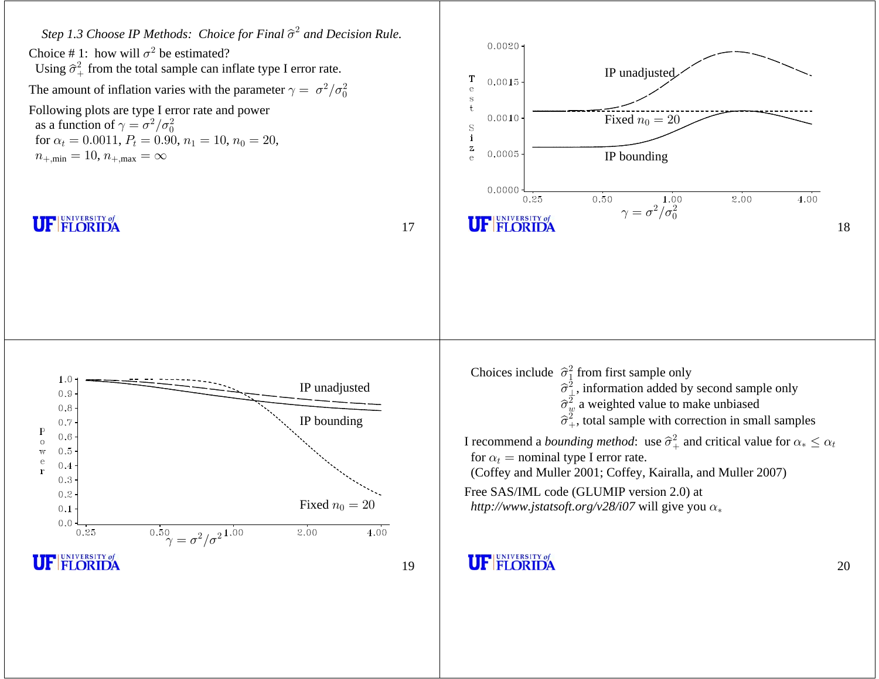*Step 1.3 Choose IP Methods: Choice for Final $\widehat{\sigma}^2$ and Decision Rule.*

Choice # 1: how will $\sigma^2$ be estimated?

Using $\widehat{\sigma}^2_+$ from the total sample can inflate type I error rate.

The amount of inflation varies with the parameter $\gamma = \sigma^2/\sigma^2_0$

Following plots are type I error rate and power
as a function of $\gamma = \sigma^2/\sigma^2_0$
for $\alpha_t = 0.0011$, $P_t = 0.90$, $n_1 = 10$, $n_0 = 20$,
$n_{+,\min} = 10$, $n_{+,\max} = \infty$

Choices include
- $\widehat{\sigma}^2_1$ from first sample only
- $\widehat{\sigma}^2_{\perp}$, information added by second sample only
- $\widehat{\sigma}^2_w$ a weighted value to make unbiased
- $\widehat{\sigma}^2_+$, total sample with correction in small samples

I recommend a *bounding method*: use $\widehat{\sigma}^2_+$ and critical value for $\alpha_* \leq \alpha_t$
for $\alpha_t =$ nominal type I error rate.
(Coffey and Muller 2001; Coffey, Kairalla, and Muller 2007)

Free SAS/IML code (GLUMIP version 2.0) at
*http://www.jstatsoft.org/v28/i07* will give you $\alpha_*$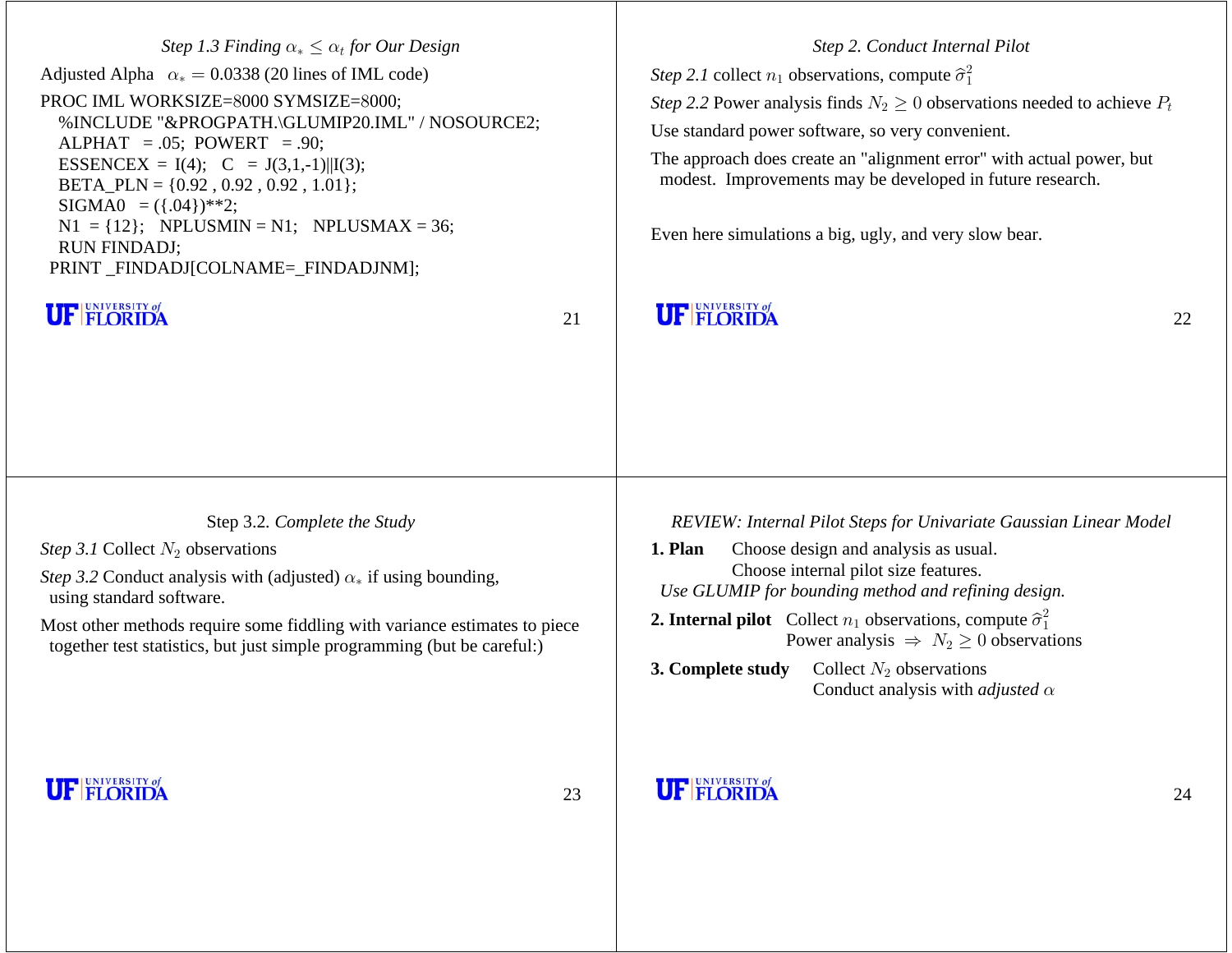## *Step 1.3 Finding $\alpha_* \le \alpha_t$ for Our Design*

Adjusted Alpha $\alpha_* = 0.0338$ (20 lines of IML code)

```
PROC IML WORKSIZE=8000 SYMSIZE=8000;
   %INCLUDE "&PROGPATH.\GLUMIP20.IML" / NOSOURCE2;
   ALPHAT  = .05;  POWERT  = .90;
   ESSENCEX  = I(4);   C  = J(3,1,-1)||I(3);
   BETA_PLN = {0.92 , 0.92 , 0.92 , 1.01};
   SIGMA0  = ({.04})**2;
   N1  = {12};   NPLUSMIN = N1;   NPLUSMAX = 36;
   RUN FINDADJ;
 PRINT _FINDADJ[COLNAME=_FINDADJNM];
```

## *Step 2. Conduct Internal Pilot*

*Step 2.1* collect $n_1$ observations, compute $\widehat{\sigma}_1^2$

*Step 2.2* Power analysis finds $N_2 \ge 0$ observations needed to achieve $P_t$

Use standard power software, so very convenient.

The approach does create an "alignment error" with actual power, but modest. Improvements may be developed in future research.

Even here simulations a big, ugly, and very slow bear.

## Step 3.2. *Complete the Study*

*Step 3.1* Collect $N_2$ observations

*Step 3.2* Conduct analysis with (adjusted) $\alpha_*$ if using bounding, using standard software.

Most other methods require some fiddling with variance estimates to piece together test statistics, but just simple programming (but be careful:)

## *REVIEW: Internal Pilot Steps for Univariate Gaussian Linear Model*

**1. Plan** Choose design and analysis as usual.
Choose internal pilot size features.

*Use GLUMIP for bounding method and refining design.*

**2. Internal pilot** Collect $n_1$ observations, compute $\widehat{\sigma}_1^2$
Power analysis $\Rightarrow$ $N_2 \ge 0$ observations

**3. Complete study** Collect $N_2$ observations
Conduct analysis with *adjusted* $\alpha$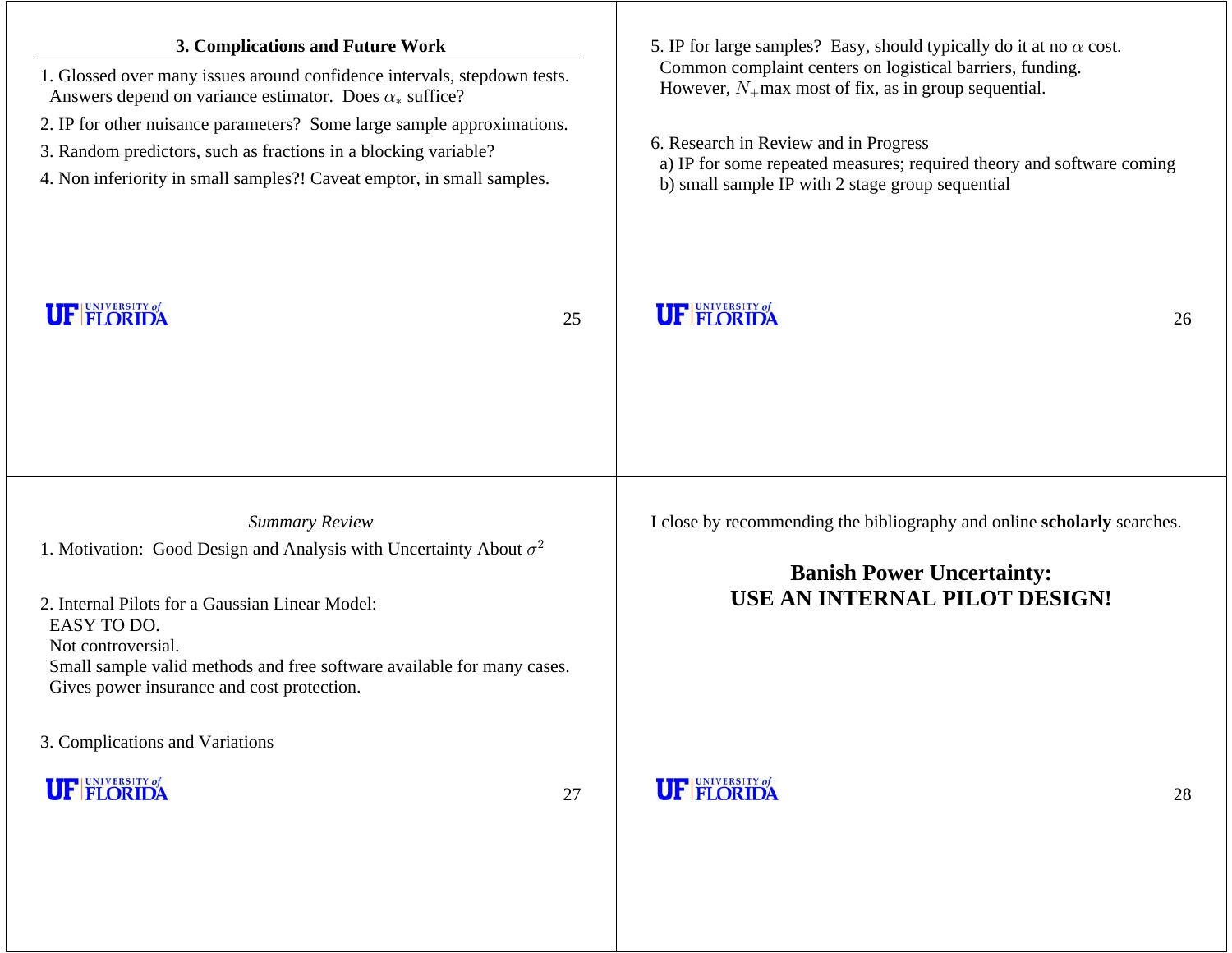## 3. Complications and Future Work

1. Glossed over many issues around confidence intervals, stepdown tests. Answers depend on variance estimator. Does $\alpha_*$ suffice?
2. IP for other nuisance parameters? Some large sample approximations.
3. Random predictors, such as fractions in a blocking variable?
4. Non inferiority in small samples?! Caveat emptor, in small samples.
5. IP for large samples? Easy, should typically do it at no $\alpha$ cost. Common complaint centers on logistical barriers, funding. However, $N_+$ max most of fix, as in group sequential.
6. Research in Review and in Progress
   a) IP for some repeated measures; required theory and software coming
   b) small sample IP with 2 stage group sequential

*Summary Review*

1. Motivation: Good Design and Analysis with Uncertainty About $\sigma^2$

2. Internal Pilots for a Gaussian Linear Model:
   EASY TO DO.
   Not controversial.
   Small sample valid methods and free software available for many cases.
   Gives power insurance and cost protection.

3. Complications and Variations

I close by recommending the bibliography and online **scholarly** searches.

**Banish Power Uncertainty:**
**USE AN INTERNAL PILOT DESIGN!**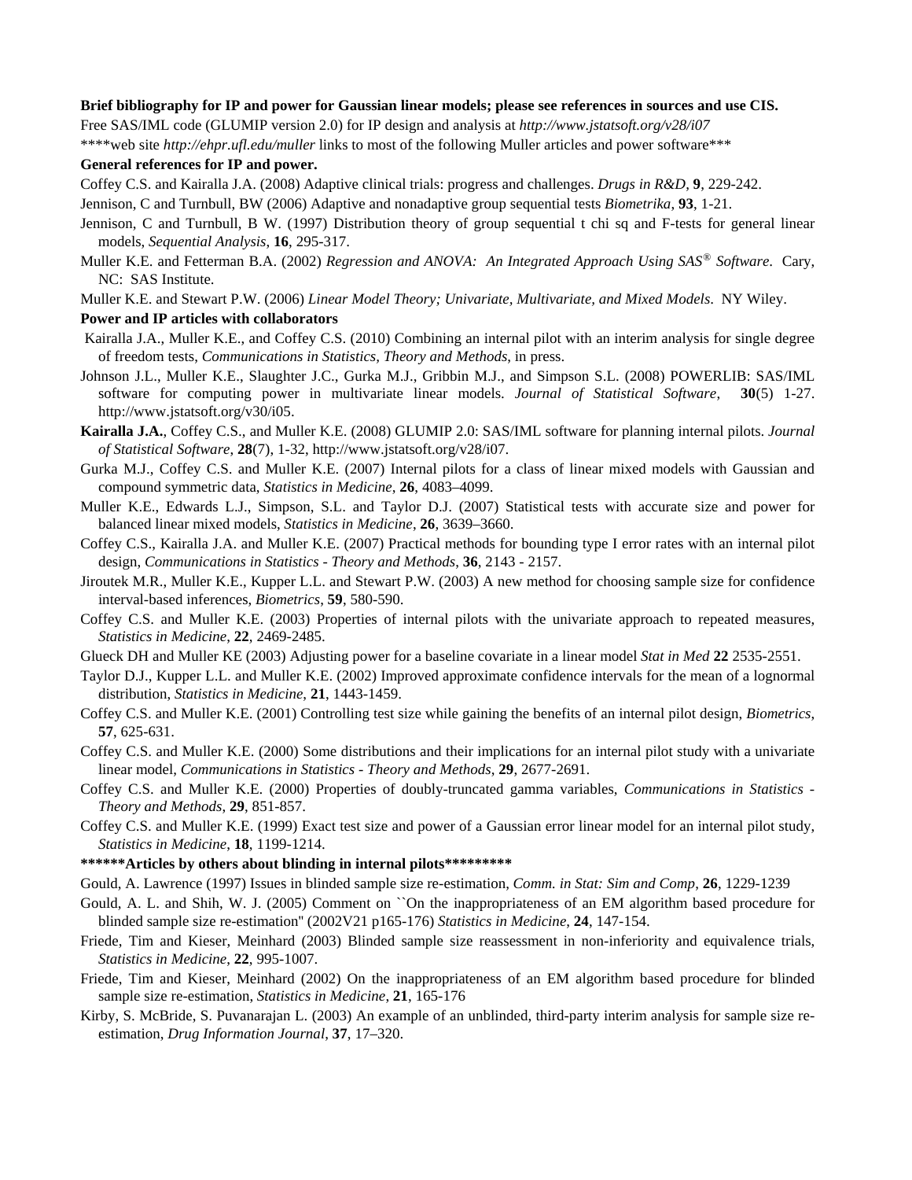**Brief bibliography for IP and power for Gaussian linear models; please see references in sources and use CIS.**

Free SAS/IML code (GLUMIP version 2.0) for IP design and analysis at *http://www.jstatsoft.org/v28/i07*

****web site *http://ehpr.ufl.edu/muller* links to most of the following Muller articles and power software***

**General references for IP and power.**

Coffey C.S. and Kairalla J.A. (2008) Adaptive clinical trials: progress and challenges. *Drugs in R&D*, **9**, 229-242.

Jennison, C and Turnbull, BW (2006) Adaptive and nonadaptive group sequential tests *Biometrika*, **93**, 1-21.

Jennison, C and Turnbull, B W. (1997) Distribution theory of group sequential t chi sq and F-tests for general linear models, *Sequential Analysis*, **16**, 295-317.

Muller K.E. and Fetterman B.A. (2002) *Regression and ANOVA: An Integrated Approach Using SAS® Software*. Cary, NC: SAS Institute.

Muller K.E. and Stewart P.W. (2006) *Linear Model Theory; Univariate, Multivariate, and Mixed Models*. NY Wiley.

**Power and IP articles with collaborators**

Kairalla J.A., Muller K.E., and Coffey C.S. (2010) Combining an internal pilot with an interim analysis for single degree of freedom tests, *Communications in Statistics, Theory and Methods*, in press.

Johnson J.L., Muller K.E., Slaughter J.C., Gurka M.J., Gribbin M.J., and Simpson S.L. (2008) POWERLIB: SAS/IML software for computing power in multivariate linear models. *Journal of Statistical Software*, **30**(5) 1-27. http://www.jstatsoft.org/v30/i05.

**Kairalla J.A.**, Coffey C.S., and Muller K.E. (2008) GLUMIP 2.0: SAS/IML software for planning internal pilots. *Journal of Statistical Software*, **28**(7), 1-32, http://www.jstatsoft.org/v28/i07.

Gurka M.J., Coffey C.S. and Muller K.E. (2007) Internal pilots for a class of linear mixed models with Gaussian and compound symmetric data, *Statistics in Medicine*, **26**, 4083–4099.

Muller K.E., Edwards L.J., Simpson, S.L. and Taylor D.J. (2007) Statistical tests with accurate size and power for balanced linear mixed models, *Statistics in Medicine*, **26**, 3639–3660.

Coffey C.S., Kairalla J.A. and Muller K.E. (2007) Practical methods for bounding type I error rates with an internal pilot design, *Communications in Statistics - Theory and Methods*, **36**, 2143 - 2157.

Jiroutek M.R., Muller K.E., Kupper L.L. and Stewart P.W. (2003) A new method for choosing sample size for confidence interval-based inferences, *Biometrics*, **59**, 580-590.

Coffey C.S. and Muller K.E. (2003) Properties of internal pilots with the univariate approach to repeated measures, *Statistics in Medicine*, **22**, 2469-2485.

Glueck DH and Muller KE (2003) Adjusting power for a baseline covariate in a linear model *Stat in Med* **22** 2535-2551.

Taylor D.J., Kupper L.L. and Muller K.E. (2002) Improved approximate confidence intervals for the mean of a lognormal distribution, *Statistics in Medicine*, **21**, 1443-1459.

Coffey C.S. and Muller K.E. (2001) Controlling test size while gaining the benefits of an internal pilot design, *Biometrics*, **57**, 625-631.

Coffey C.S. and Muller K.E. (2000) Some distributions and their implications for an internal pilot study with a univariate linear model, *Communications in Statistics - Theory and Methods*, **29**, 2677-2691.

Coffey C.S. and Muller K.E. (2000) Properties of doubly-truncated gamma variables, *Communications in Statistics - Theory and Methods*, **29**, 851-857.

Coffey C.S. and Muller K.E. (1999) Exact test size and power of a Gaussian error linear model for an internal pilot study, *Statistics in Medicine*, **18**, 1199-1214.

**\******Articles by others about blinding in internal pilots*********

Gould, A. Lawrence (1997) Issues in blinded sample size re-estimation, *Comm. in Stat: Sim and Comp*, **26**, 1229-1239

Gould, A. L. and Shih, W. J. (2005) Comment on ``On the inappropriateness of an EM algorithm based procedure for blinded sample size re-estimation'' (2002V21 p165-176) *Statistics in Medicine*, **24**, 147-154.

Friede, Tim and Kieser, Meinhard (2003) Blinded sample size reassessment in non-inferiority and equivalence trials, *Statistics in Medicine*, **22**, 995-1007.

Friede, Tim and Kieser, Meinhard (2002) On the inappropriateness of an EM algorithm based procedure for blinded sample size re-estimation, *Statistics in Medicine*, **21**, 165-176

Kirby, S. McBride, S. Puvanarajan L. (2003) An example of an unblinded, third-party interim analysis for sample size re-estimation, *Drug Information Journal*, **37**, 17–320.